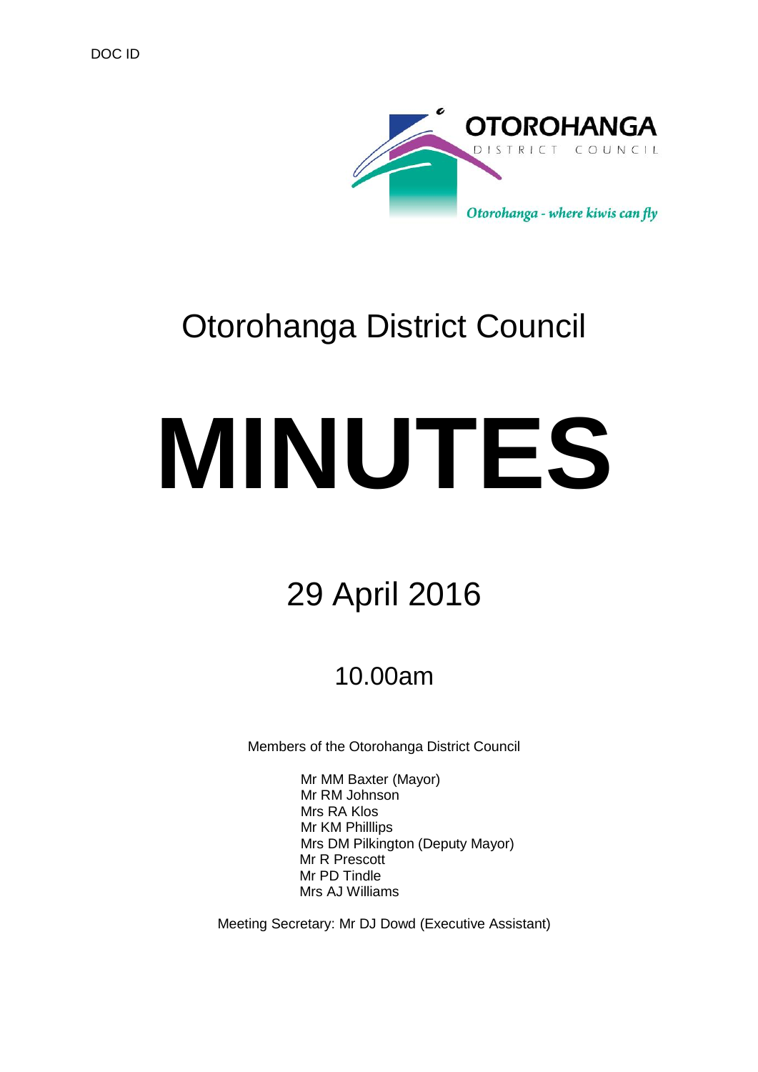DOC ID

OTOROHANGA DISTRICT COUNCIL

*Otorohanga - where kiwis can fly*

# Otorohanga District Council

# MINUTES

## 29 April 2016

### 10.00am

Members of the Otorohanga District Council

Mr MM Baxter (Mayor)
Mr RM Johnson
Mrs RA Klos
Mr KM Philllips
Mrs DM Pilkington (Deputy Mayor)
Mr R Prescott
Mr PD Tindle
Mrs AJ Williams

Meeting Secretary: Mr DJ Dowd (Executive Assistant)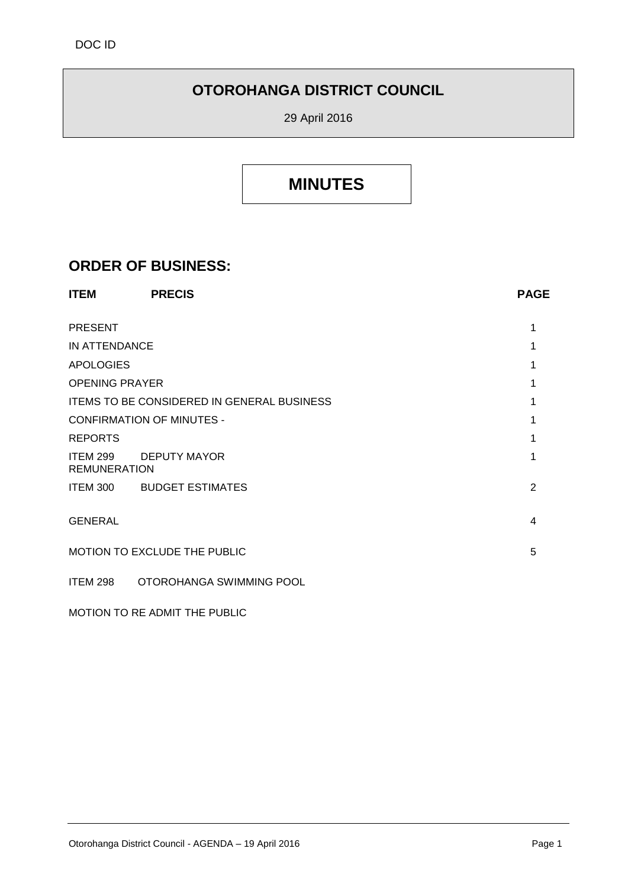DOC ID

# OTOROHANGA DISTRICT COUNCIL

29 April 2016

# MINUTES

## ORDER OF BUSINESS:

| ITEM | PRECIS | PAGE |
|---|---|---|
| PRESENT | | 1 |
| IN ATTENDANCE | | 1 |
| APOLOGIES | | 1 |
| OPENING PRAYER | | 1 |
| ITEMS TO BE CONSIDERED IN GENERAL BUSINESS | | 1 |
| CONFIRMATION OF MINUTES - | | 1 |
| REPORTS | | 1 |
| ITEM 299 | DEPUTY MAYOR REMUNERATION | 1 |
| ITEM 300 | BUDGET ESTIMATES | 2 |
| GENERAL | | 4 |
| MOTION TO EXCLUDE THE PUBLIC | | 5 |
| ITEM 298 | OTOROHANGA SWIMMING POOL | |
| MOTION TO RE ADMIT THE PUBLIC | | |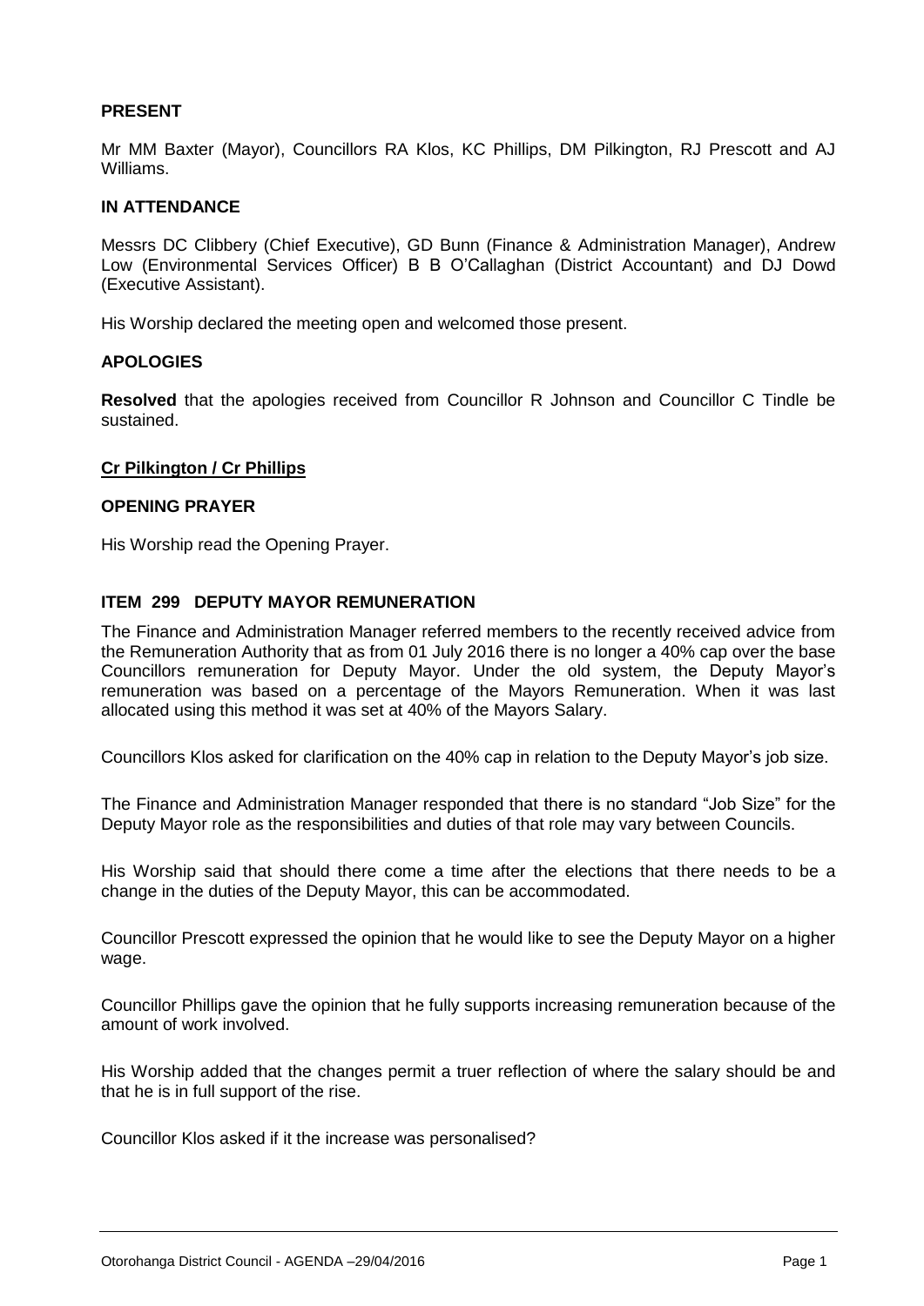## PRESENT

Mr MM Baxter (Mayor), Councillors RA Klos, KC Phillips, DM Pilkington, RJ Prescott and AJ Williams.

## IN ATTENDANCE

Messrs DC Clibbery (Chief Executive), GD Bunn (Finance & Administration Manager), Andrew Low (Environmental Services Officer) B B O'Callaghan (District Accountant) and DJ Dowd (Executive Assistant).

His Worship declared the meeting open and welcomed those present.

## APOLOGIES

**Resolved** that the apologies received from Councillor R Johnson and Councillor C Tindle be sustained.

**Cr Pilkington / Cr Phillips**

## OPENING PRAYER

His Worship read the Opening Prayer.

## ITEM 299 DEPUTY MAYOR REMUNERATION

The Finance and Administration Manager referred members to the recently received advice from the Remuneration Authority that as from 01 July 2016 there is no longer a 40% cap over the base Councillors remuneration for Deputy Mayor. Under the old system, the Deputy Mayor's remuneration was based on a percentage of the Mayors Remuneration. When it was last allocated using this method it was set at 40% of the Mayors Salary.

Councillors Klos asked for clarification on the 40% cap in relation to the Deputy Mayor's job size.

The Finance and Administration Manager responded that there is no standard "Job Size" for the Deputy Mayor role as the responsibilities and duties of that role may vary between Councils.

His Worship said that should there come a time after the elections that there needs to be a change in the duties of the Deputy Mayor, this can be accommodated.

Councillor Prescott expressed the opinion that he would like to see the Deputy Mayor on a higher wage.

Councillor Phillips gave the opinion that he fully supports increasing remuneration because of the amount of work involved.

His Worship added that the changes permit a truer reflection of where the salary should be and that he is in full support of the rise.

Councillor Klos asked if it the increase was personalised?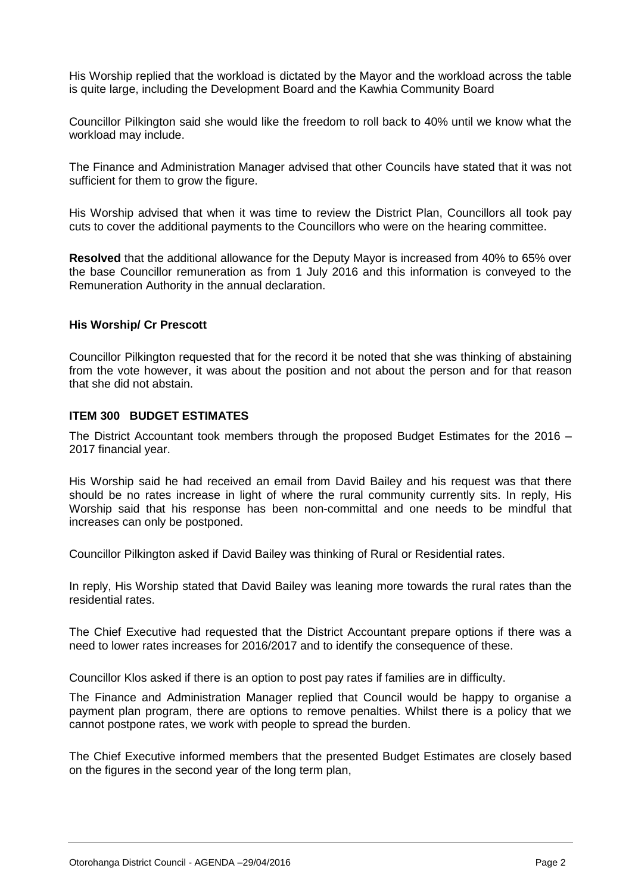His Worship replied that the workload is dictated by the Mayor and the workload across the table is quite large, including the Development Board and the Kawhia Community Board

Councillor Pilkington said she would like the freedom to roll back to 40% until we know what the workload may include.

The Finance and Administration Manager advised that other Councils have stated that it was not sufficient for them to grow the figure.

His Worship advised that when it was time to review the District Plan, Councillors all took pay cuts to cover the additional payments to the Councillors who were on the hearing committee.

**Resolved** that the additional allowance for the Deputy Mayor is increased from 40% to 65% over the base Councillor remuneration as from 1 July 2016 and this information is conveyed to the Remuneration Authority in the annual declaration.

**His Worship/ Cr Prescott**

Councillor Pilkington requested that for the record it be noted that she was thinking of abstaining from the vote however, it was about the position and not about the person and for that reason that she did not abstain.

### ITEM 300 BUDGET ESTIMATES

The District Accountant took members through the proposed Budget Estimates for the 2016 – 2017 financial year.

His Worship said he had received an email from David Bailey and his request was that there should be no rates increase in light of where the rural community currently sits. In reply, His Worship said that his response has been non-committal and one needs to be mindful that increases can only be postponed.

Councillor Pilkington asked if David Bailey was thinking of Rural or Residential rates.

In reply, His Worship stated that David Bailey was leaning more towards the rural rates than the residential rates.

The Chief Executive had requested that the District Accountant prepare options if there was a need to lower rates increases for 2016/2017 and to identify the consequence of these.

Councillor Klos asked if there is an option to post pay rates if families are in difficulty.

The Finance and Administration Manager replied that Council would be happy to organise a payment plan program, there are options to remove penalties. Whilst there is a policy that we cannot postpone rates, we work with people to spread the burden.

The Chief Executive informed members that the presented Budget Estimates are closely based on the figures in the second year of the long term plan,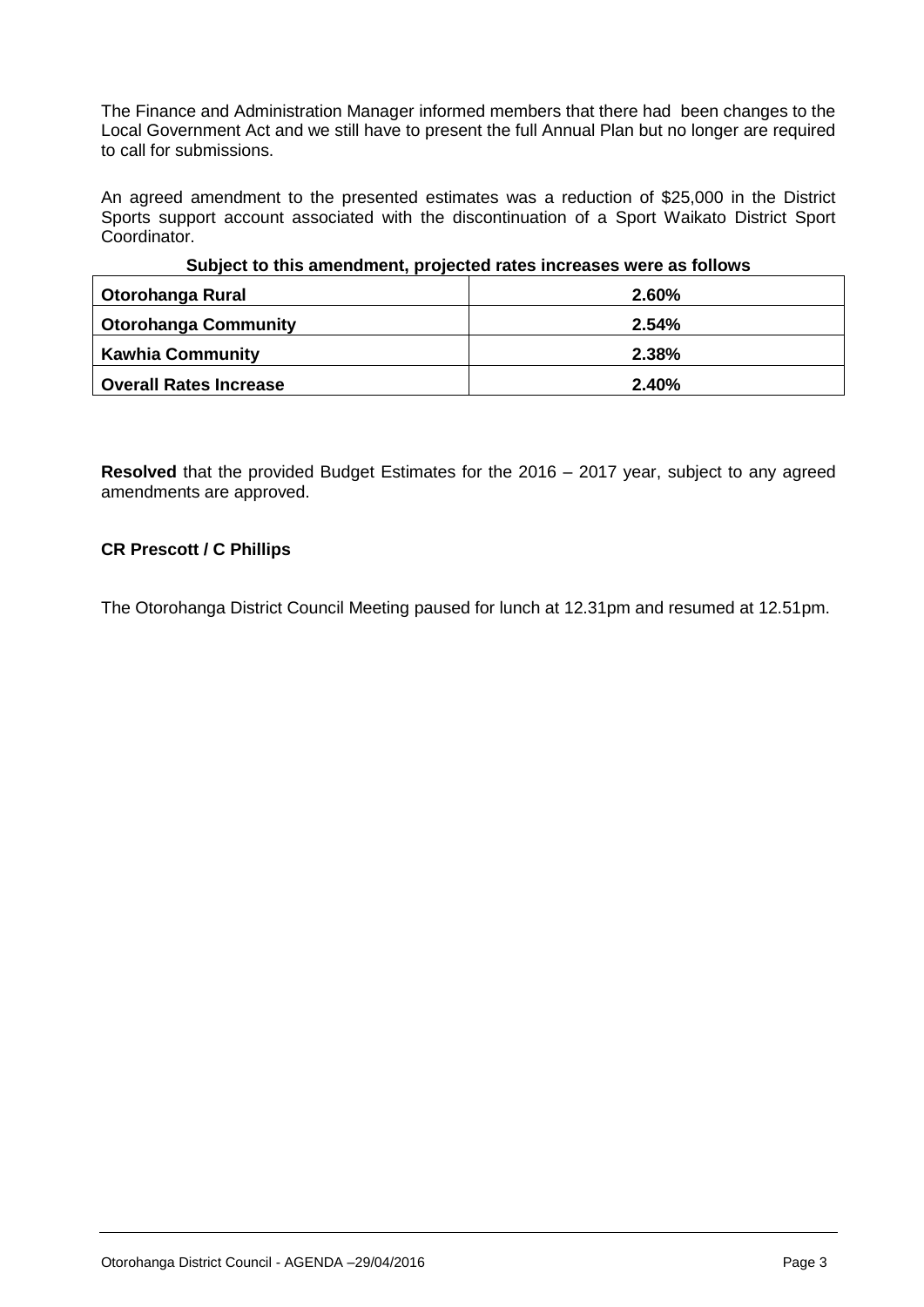The Finance and Administration Manager informed members that there had been changes to the Local Government Act and we still have to present the full Annual Plan but no longer are required to call for submissions.

An agreed amendment to the presented estimates was a reduction of $25,000 in the District Sports support account associated with the discontinuation of a Sport Waikato District Sport Coordinator.

**Subject to this amendment, projected rates increases were as follows**

| | |
|---|---|
| **Otorohanga Rural** | **2.60%** |
| **Otorohanga Community** | **2.54%** |
| **Kawhia Community** | **2.38%** |
| **Overall Rates Increase** | **2.40%** |

**Resolved** that the provided Budget Estimates for the 2016 – 2017 year, subject to any agreed amendments are approved.

**CR Prescott / C Phillips**

The Otorohanga District Council Meeting paused for lunch at 12.31pm and resumed at 12.51pm.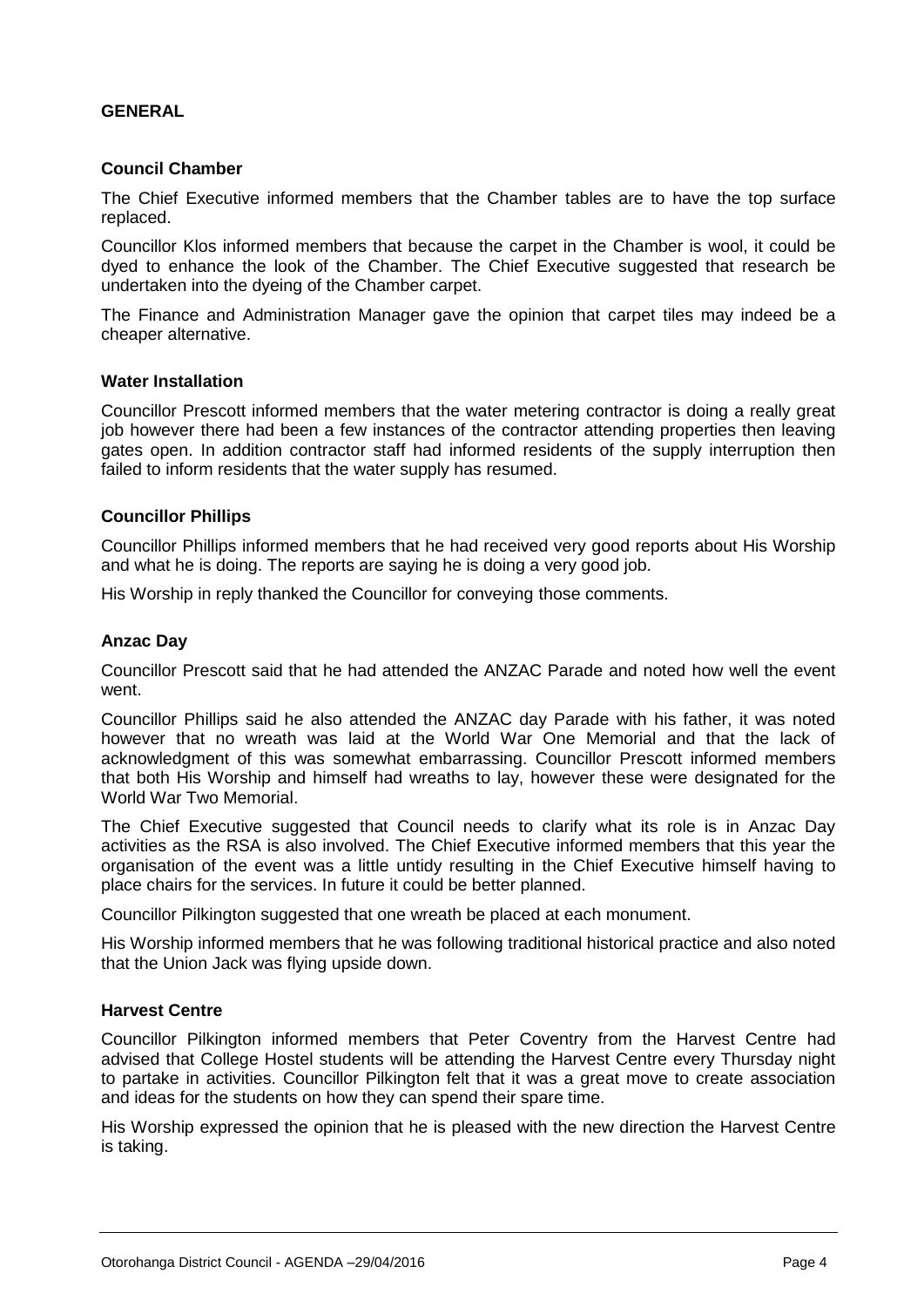## GENERAL

### Council Chamber

The Chief Executive informed members that the Chamber tables are to have the top surface replaced.

Councillor Klos informed members that because the carpet in the Chamber is wool, it could be dyed to enhance the look of the Chamber. The Chief Executive suggested that research be undertaken into the dyeing of the Chamber carpet.

The Finance and Administration Manager gave the opinion that carpet tiles may indeed be a cheaper alternative.

### Water Installation

Councillor Prescott informed members that the water metering contractor is doing a really great job however there had been a few instances of the contractor attending properties then leaving gates open. In addition contractor staff had informed residents of the supply interruption then failed to inform residents that the water supply has resumed.

### Councillor Phillips

Councillor Phillips informed members that he had received very good reports about His Worship and what he is doing. The reports are saying he is doing a very good job.

His Worship in reply thanked the Councillor for conveying those comments.

### Anzac Day

Councillor Prescott said that he had attended the ANZAC Parade and noted how well the event went.

Councillor Phillips said he also attended the ANZAC day Parade with his father, it was noted however that no wreath was laid at the World War One Memorial and that the lack of acknowledgment of this was somewhat embarrassing. Councillor Prescott informed members that both His Worship and himself had wreaths to lay, however these were designated for the World War Two Memorial.

The Chief Executive suggested that Council needs to clarify what its role is in Anzac Day activities as the RSA is also involved. The Chief Executive informed members that this year the organisation of the event was a little untidy resulting in the Chief Executive himself having to place chairs for the services. In future it could be better planned.

Councillor Pilkington suggested that one wreath be placed at each monument.

His Worship informed members that he was following traditional historical practice and also noted that the Union Jack was flying upside down.

### Harvest Centre

Councillor Pilkington informed members that Peter Coventry from the Harvest Centre had advised that College Hostel students will be attending the Harvest Centre every Thursday night to partake in activities. Councillor Pilkington felt that it was a great move to create association and ideas for the students on how they can spend their spare time.

His Worship expressed the opinion that he is pleased with the new direction the Harvest Centre is taking.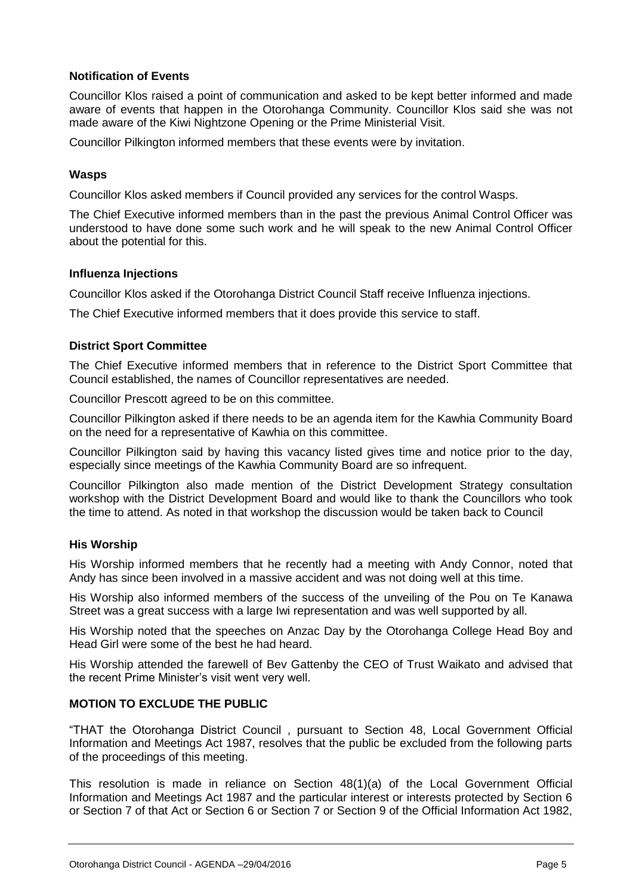**Notification of Events**

Councillor Klos raised a point of communication and asked to be kept better informed and made aware of events that happen in the Otorohanga Community. Councillor Klos said she was not made aware of the Kiwi Nightzone Opening or the Prime Ministerial Visit.

Councillor Pilkington informed members that these events were by invitation.

**Wasps**

Councillor Klos asked members if Council provided any services for the control Wasps.

The Chief Executive informed members than in the past the previous Animal Control Officer was understood to have done some such work and he will speak to the new Animal Control Officer about the potential for this.

**Influenza Injections**

Councillor Klos asked if the Otorohanga District Council Staff receive Influenza injections.

The Chief Executive informed members that it does provide this service to staff.

**District Sport Committee**

The Chief Executive informed members that in reference to the District Sport Committee that Council established, the names of Councillor representatives are needed.

Councillor Prescott agreed to be on this committee.

Councillor Pilkington asked if there needs to be an agenda item for the Kawhia Community Board on the need for a representative of Kawhia on this committee.

Councillor Pilkington said by having this vacancy listed gives time and notice prior to the day, especially since meetings of the Kawhia Community Board are so infrequent.

Councillor Pilkington also made mention of the District Development Strategy consultation workshop with the District Development Board and would like to thank the Councillors who took the time to attend. As noted in that workshop the discussion would be taken back to Council

**His Worship**

His Worship informed members that he recently had a meeting with Andy Connor, noted that Andy has since been involved in a massive accident and was not doing well at this time.

His Worship also informed members of the success of the unveiling of the Pou on Te Kanawa Street was a great success with a large Iwi representation and was well supported by all.

His Worship noted that the speeches on Anzac Day by the Otorohanga College Head Boy and Head Girl were some of the best he had heard.

His Worship attended the farewell of Bev Gattenby the CEO of Trust Waikato and advised that the recent Prime Minister's visit went very well.

**MOTION TO EXCLUDE THE PUBLIC**

"THAT the Otorohanga District Council , pursuant to Section 48, Local Government Official Information and Meetings Act 1987, resolves that the public be excluded from the following parts of the proceedings of this meeting.

This resolution is made in reliance on Section 48(1)(a) of the Local Government Official Information and Meetings Act 1987 and the particular interest or interests protected by Section 6 or Section 7 of that Act or Section 6 or Section 7 or Section 9 of the Official Information Act 1982,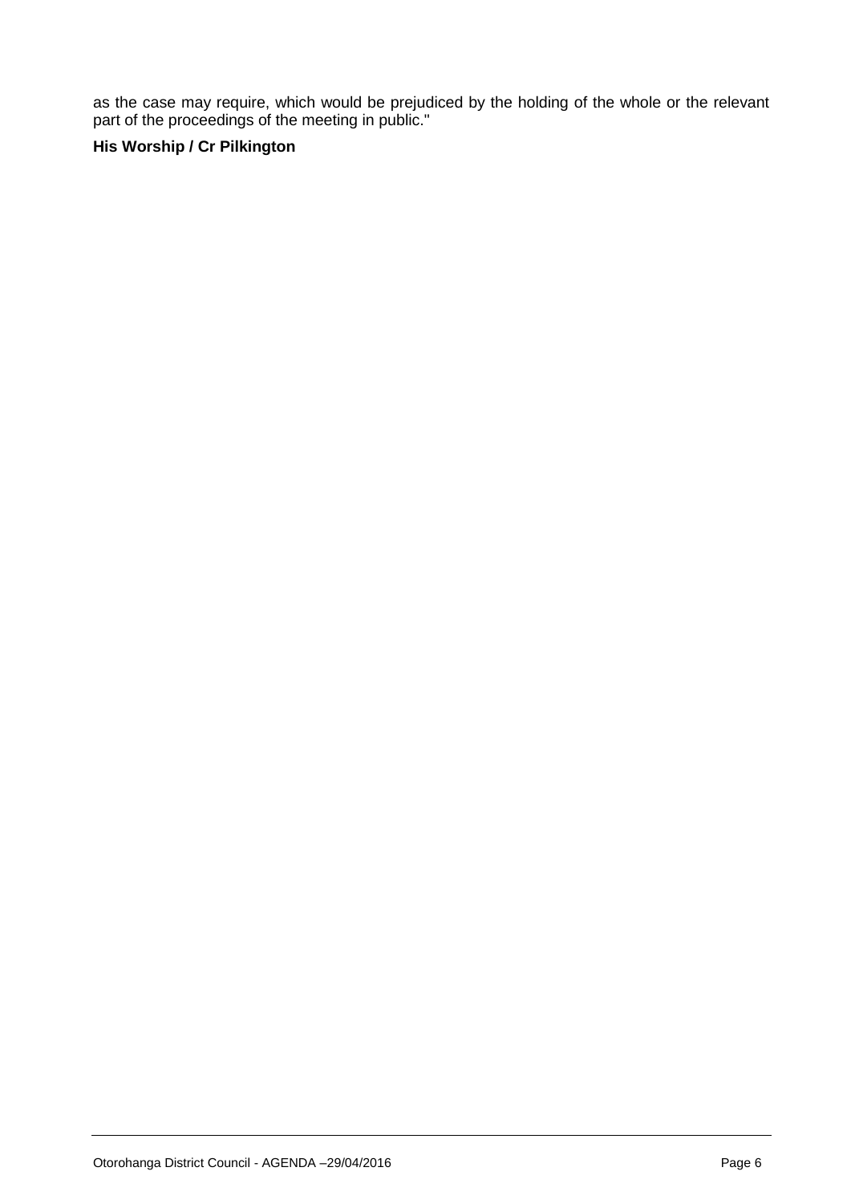as the case may require, which would be prejudiced by the holding of the whole or the relevant part of the proceedings of the meeting in public."

**His Worship / Cr Pilkington**